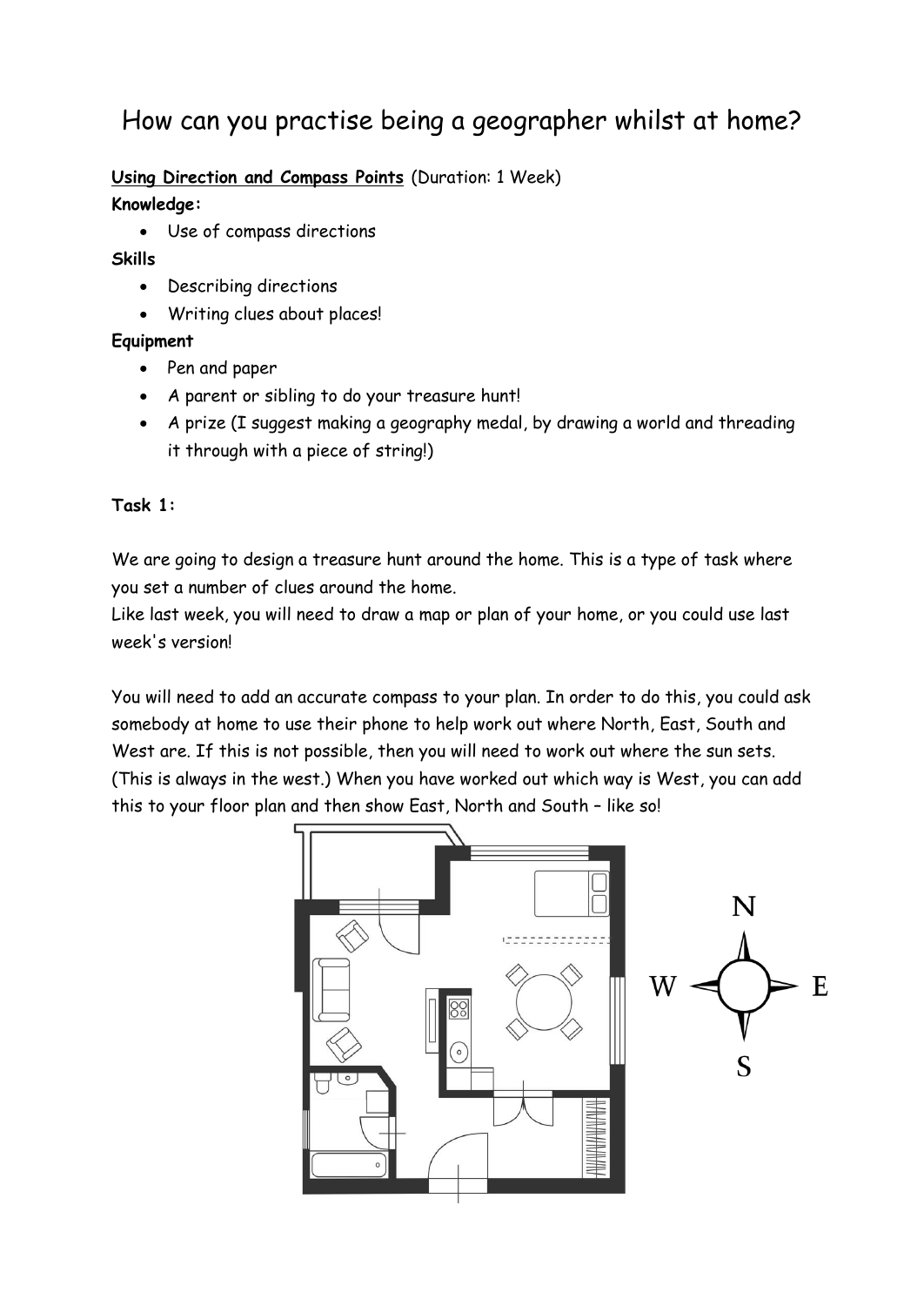# How can you practise being a geographer whilst at home?

**Using Direction and Compass Points** (Duration: 1 Week)

**Knowledge:**

- Use of compass directions

**Skills**

- Describing directions
- Writing clues about places!

**Equipment**

- Pen and paper
- A parent or sibling to do your treasure hunt!
- A prize (I suggest making a geography medal, by drawing a world and threading it through with a piece of string!)

**Task 1:**

We are going to design a treasure hunt around the home. This is a type of task where you set a number of clues around the home.
Like last week, you will need to draw a map or plan of your home, or you could use last week's version!

You will need to add an accurate compass to your plan. In order to do this, you could ask somebody at home to use their phone to help work out where North, East, South and West are. If this is not possible, then you will need to work out where the sun sets. (This is always in the west.) When you have worked out which way is West, you can add this to your floor plan and then show East, North and South – like so!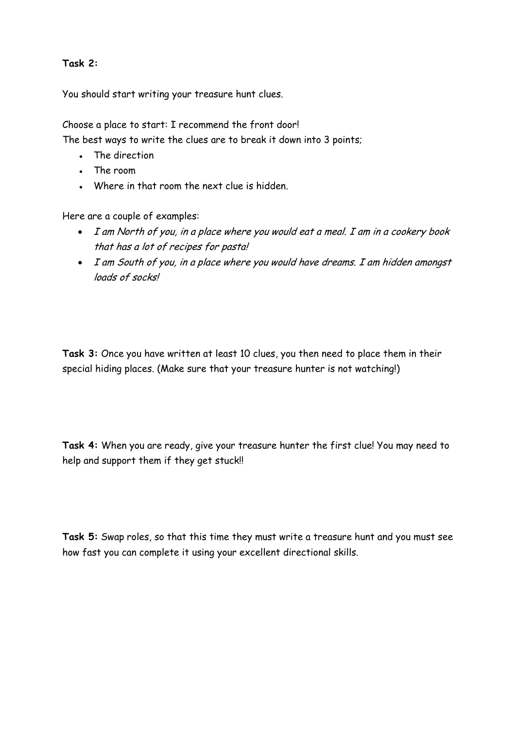**Task 2:**

You should start writing your treasure hunt clues.

Choose a place to start: I recommend the front door!
The best ways to write the clues are to break it down into 3 points;

- The direction
- The room
- Where in that room the next clue is hidden.

Here are a couple of examples:

- *I am North of you, in a place where you would eat a meal. I am in a cookery book that has a lot of recipes for pasta!*
- *I am South of you, in a place where you would have dreams. I am hidden amongst loads of socks!*

**Task 3:** Once you have written at least 10 clues, you then need to place them in their special hiding places. (Make sure that your treasure hunter is not watching!)

**Task 4:** When you are ready, give your treasure hunter the first clue! You may need to help and support them if they get stuck!!

**Task 5:** Swap roles, so that this time they must write a treasure hunt and you must see how fast you can complete it using your excellent directional skills.